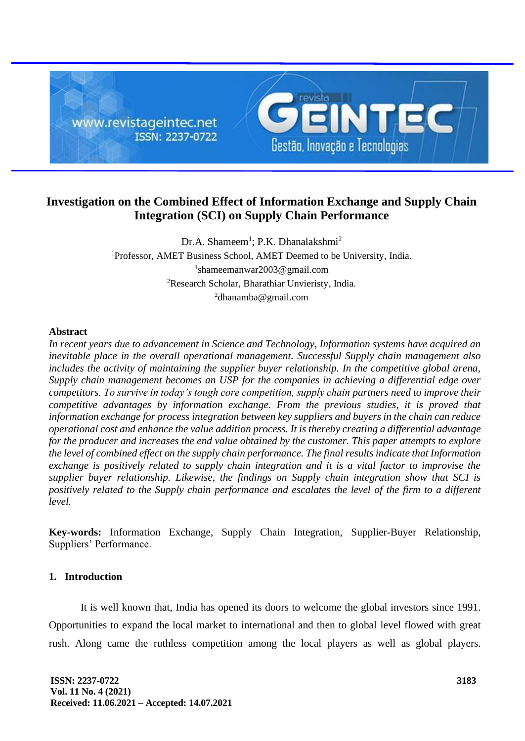# Investigation on the Combined Effect of Information Exchange and Supply Chain Integration (SCI) on Supply Chain Performance

Dr.A. Shameem[1]; P.K. Dhanalakshmi[2]

[1]Professor, AMET Business School, AMET Deemed to be University, India.
[1]shameemanwar2003@gmail.com
[2]Research Scholar, Bharathiar Unvieristy, India.
[2]dhanamba@gmail.com

## Abstract

*In recent years due to advancement in Science and Technology, Information systems have acquired an inevitable place in the overall operational management. Successful Supply chain management also includes the activity of maintaining the supplier buyer relationship. In the competitive global arena, Supply chain management becomes an USP for the companies in achieving a differential edge over competitors. To survive in today's tough core competition, supply chain partners need to improve their competitive advantages by information exchange. From the previous studies, it is proved that information exchange for process integration between key suppliers and buyers in the chain can reduce operational cost and enhance the value addition process. It is thereby creating a differential advantage for the producer and increases the end value obtained by the customer. This paper attempts to explore the level of combined effect on the supply chain performance. The final results indicate that Information exchange is positively related to supply chain integration and it is a vital factor to improvise the supplier buyer relationship. Likewise, the findings on Supply chain integration show that SCI is positively related to the Supply chain performance and escalates the level of the firm to a different level.*

**Key-words:** Information Exchange, Supply Chain Integration, Supplier-Buyer Relationship, Suppliers' Performance.

## 1. Introduction

It is well known that, India has opened its doors to welcome the global investors since 1991. Opportunities to expand the local market to international and then to global level flowed with great rush. Along came the ruthless competition among the local players as well as global players.

Received: 11.06.2021 – Accepted: 14.07.2021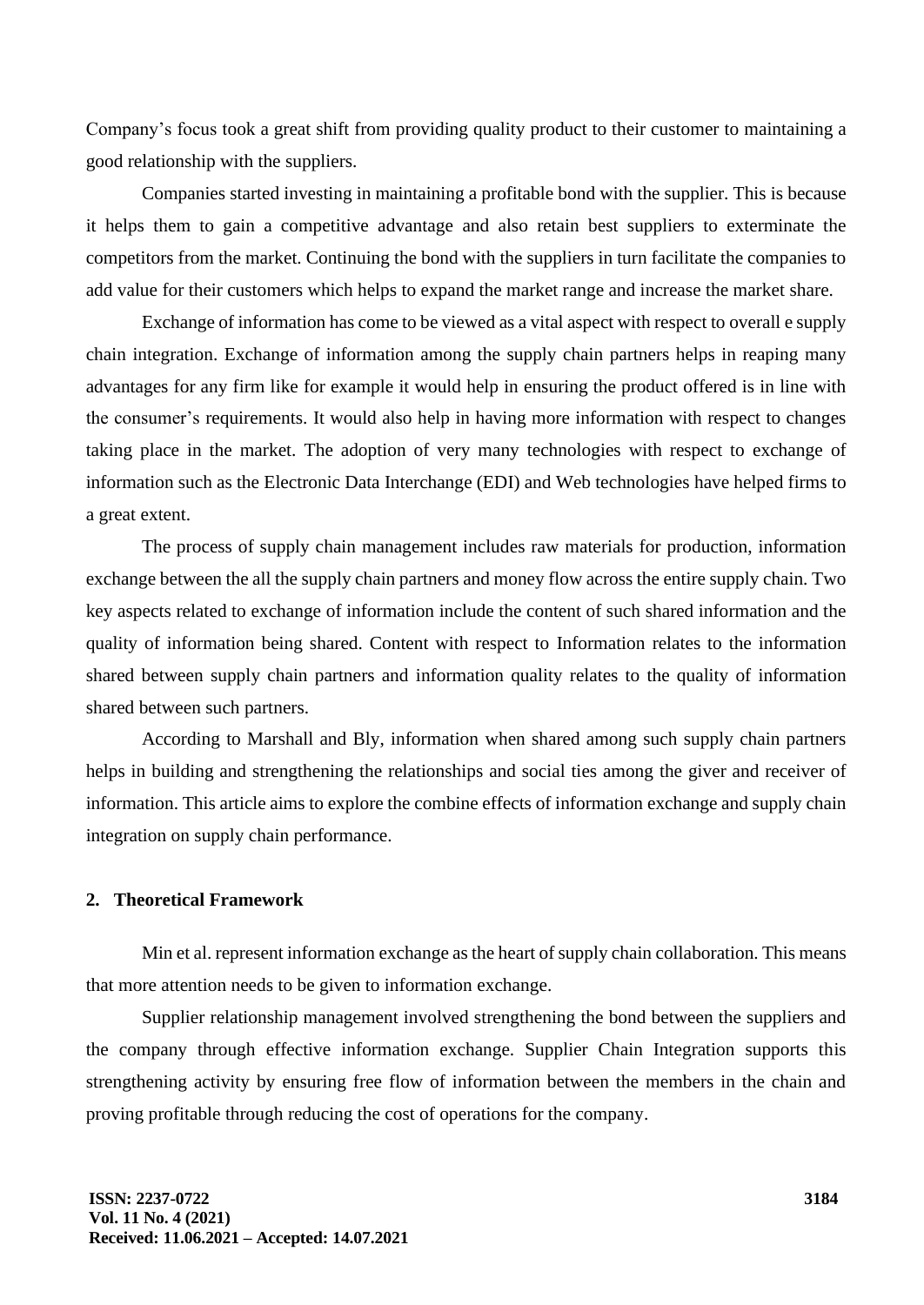Company's focus took a great shift from providing quality product to their customer to maintaining a good relationship with the suppliers.

Companies started investing in maintaining a profitable bond with the supplier. This is because it helps them to gain a competitive advantage and also retain best suppliers to exterminate the competitors from the market. Continuing the bond with the suppliers in turn facilitate the companies to add value for their customers which helps to expand the market range and increase the market share.

Exchange of information has come to be viewed as a vital aspect with respect to overall e supply chain integration. Exchange of information among the supply chain partners helps in reaping many advantages for any firm like for example it would help in ensuring the product offered is in line with the consumer's requirements. It would also help in having more information with respect to changes taking place in the market. The adoption of very many technologies with respect to exchange of information such as the Electronic Data Interchange (EDI) and Web technologies have helped firms to a great extent.

The process of supply chain management includes raw materials for production, information exchange between the all the supply chain partners and money flow across the entire supply chain. Two key aspects related to exchange of information include the content of such shared information and the quality of information being shared. Content with respect to Information relates to the information shared between supply chain partners and information quality relates to the quality of information shared between such partners.

According to Marshall and Bly, information when shared among such supply chain partners helps in building and strengthening the relationships and social ties among the giver and receiver of information. This article aims to explore the combine effects of information exchange and supply chain integration on supply chain performance.

## 2. Theoretical Framework

Min et al. represent information exchange as the heart of supply chain collaboration. This means that more attention needs to be given to information exchange.

Supplier relationship management involved strengthening the bond between the suppliers and the company through effective information exchange. Supplier Chain Integration supports this strengthening activity by ensuring free flow of information between the members in the chain and proving profitable through reducing the cost of operations for the company.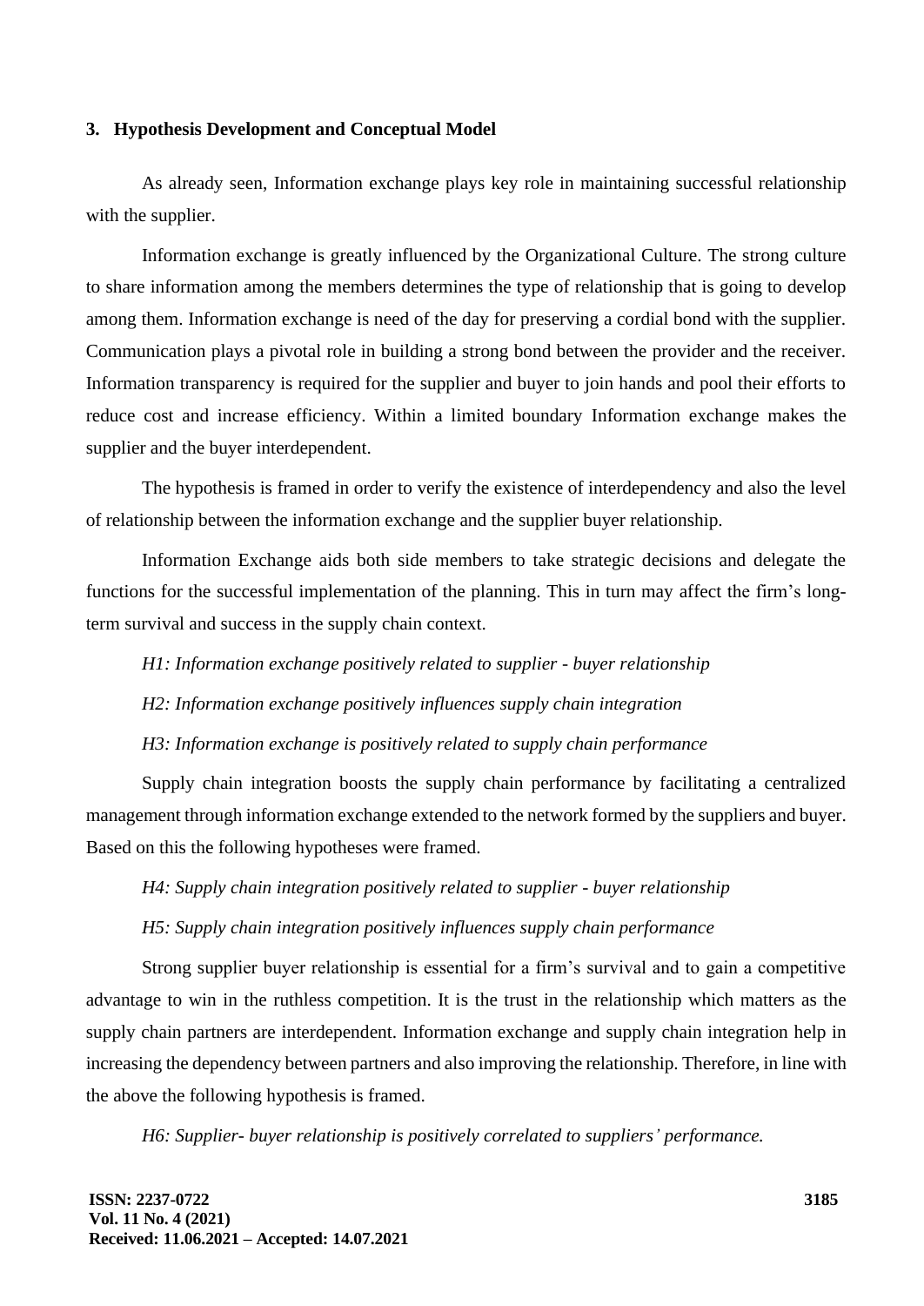## 3. Hypothesis Development and Conceptual Model

As already seen, Information exchange plays key role in maintaining successful relationship with the supplier.

Information exchange is greatly influenced by the Organizational Culture. The strong culture to share information among the members determines the type of relationship that is going to develop among them. Information exchange is need of the day for preserving a cordial bond with the supplier. Communication plays a pivotal role in building a strong bond between the provider and the receiver. Information transparency is required for the supplier and buyer to join hands and pool their efforts to reduce cost and increase efficiency. Within a limited boundary Information exchange makes the supplier and the buyer interdependent.

The hypothesis is framed in order to verify the existence of interdependency and also the level of relationship between the information exchange and the supplier buyer relationship.

Information Exchange aids both side members to take strategic decisions and delegate the functions for the successful implementation of the planning. This in turn may affect the firm's long-term survival and success in the supply chain context.

*H1: Information exchange positively related to supplier - buyer relationship*

*H2: Information exchange positively influences supply chain integration*

*H3: Information exchange is positively related to supply chain performance*

Supply chain integration boosts the supply chain performance by facilitating a centralized management through information exchange extended to the network formed by the suppliers and buyer. Based on this the following hypotheses were framed.

*H4: Supply chain integration positively related to supplier - buyer relationship*

*H5: Supply chain integration positively influences supply chain performance*

Strong supplier buyer relationship is essential for a firm's survival and to gain a competitive advantage to win in the ruthless competition. It is the trust in the relationship which matters as the supply chain partners are interdependent. Information exchange and supply chain integration help in increasing the dependency between partners and also improving the relationship. Therefore, in line with the above the following hypothesis is framed.

*H6: Supplier- buyer relationship is positively correlated to suppliers' performance.*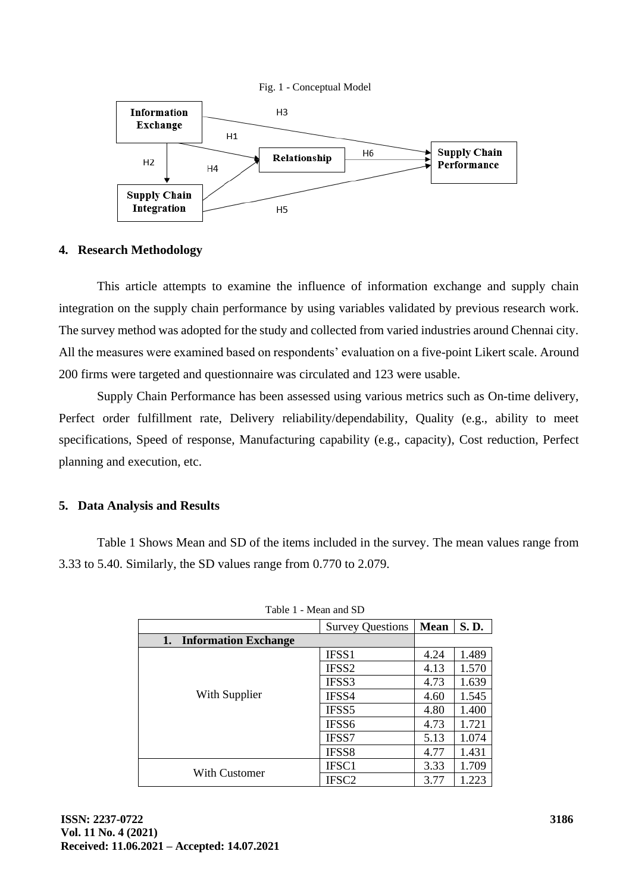Fig. 1 - Conceptual Model

## 4. Research Methodology

This article attempts to examine the influence of information exchange and supply chain integration on the supply chain performance by using variables validated by previous research work. The survey method was adopted for the study and collected from varied industries around Chennai city. All the measures were examined based on respondents' evaluation on a five-point Likert scale. Around 200 firms were targeted and questionnaire was circulated and 123 were usable.

Supply Chain Performance has been assessed using various metrics such as On-time delivery, Perfect order fulfillment rate, Delivery reliability/dependability, Quality (e.g., ability to meet specifications, Speed of response, Manufacturing capability (e.g., capacity), Cost reduction, Perfect planning and execution, etc.

## 5. Data Analysis and Results

Table 1 Shows Mean and SD of the items included in the survey. The mean values range from 3.33 to 5.40. Similarly, the SD values range from 0.770 to 2.079.

Table 1 - Mean and SD

| | Survey Questions | Mean | S. D. |
|---|---|---|---|
| **1. Information Exchange** | | | |
| With Supplier | IFSS1 | 4.24 | 1.489 |
| | IFSS2 | 4.13 | 1.570 |
| | IFSS3 | 4.73 | 1.639 |
| | IFSS4 | 4.60 | 1.545 |
| | IFSS5 | 4.80 | 1.400 |
| | IFSS6 | 4.73 | 1.721 |
| | IFSS7 | 5.13 | 1.074 |
| | IFSS8 | 4.77 | 1.431 |
| With Customer | IFSC1 | 3.33 | 1.709 |
| | IFSC2 | 3.77 | 1.223 |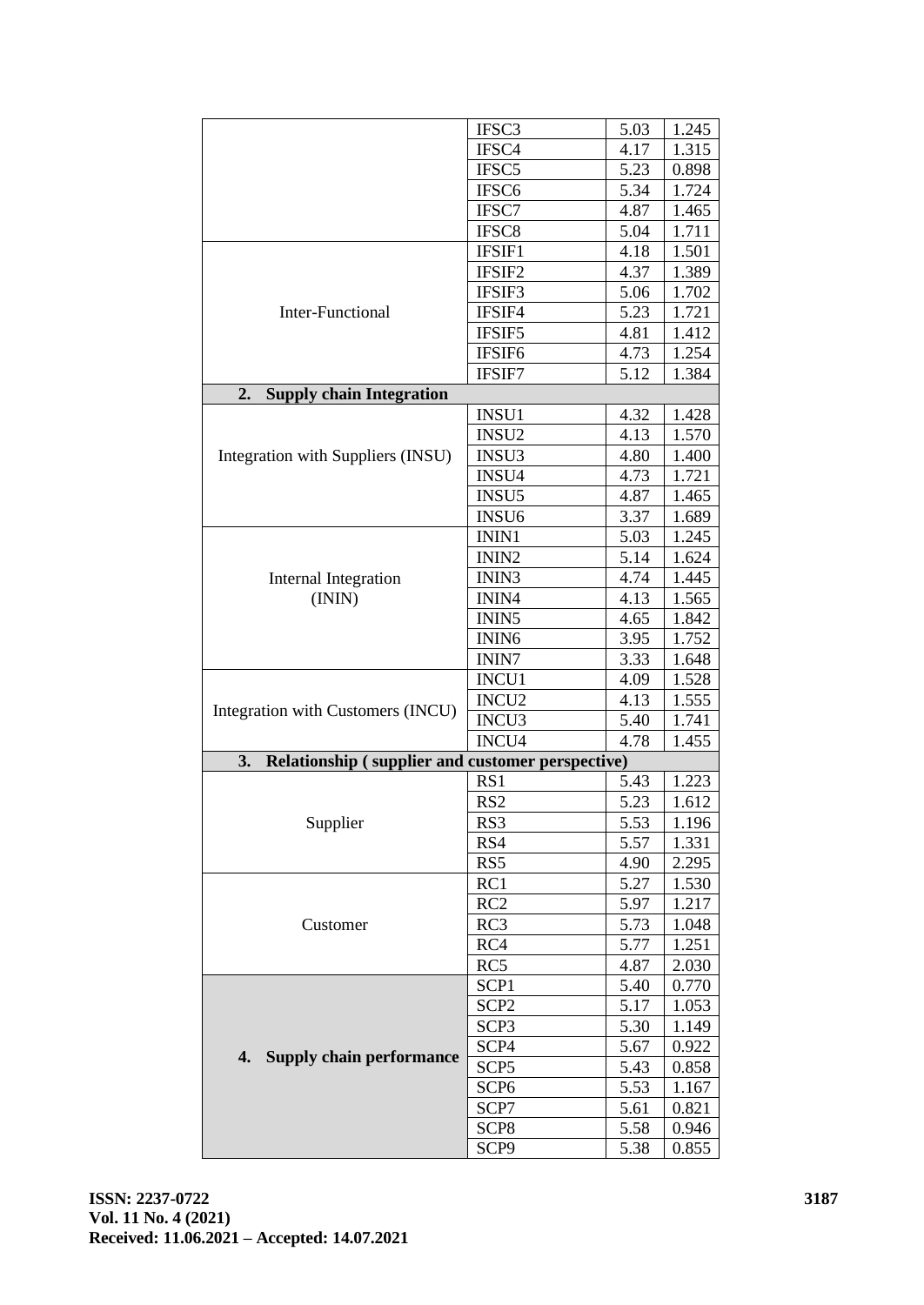| | | | |
|---|---|---|---|
| | IFSC3 | 5.03 | 1.245 |
| | IFSC4 | 4.17 | 1.315 |
| | IFSC5 | 5.23 | 0.898 |
| | IFSC6 | 5.34 | 1.724 |
| | IFSC7 | 4.87 | 1.465 |
| | IFSC8 | 5.04 | 1.711 |
| Inter-Functional | IFSIF1 | 4.18 | 1.501 |
| | IFSIF2 | 4.37 | 1.389 |
| | IFSIF3 | 5.06 | 1.702 |
| | IFSIF4 | 5.23 | 1.721 |
| | IFSIF5 | 4.81 | 1.412 |
| | IFSIF6 | 4.73 | 1.254 |
| | IFSIF7 | 5.12 | 1.384 |
| **2. Supply chain Integration** | | | |
| Integration with Suppliers (INSU) | INSU1 | 4.32 | 1.428 |
| | INSU2 | 4.13 | 1.570 |
| | INSU3 | 4.80 | 1.400 |
| | INSU4 | 4.73 | 1.721 |
| | INSU5 | 4.87 | 1.465 |
| | INSU6 | 3.37 | 1.689 |
| Internal Integration (ININ) | ININ1 | 5.03 | 1.245 |
| | ININ2 | 5.14 | 1.624 |
| | ININ3 | 4.74 | 1.445 |
| | ININ4 | 4.13 | 1.565 |
| | ININ5 | 4.65 | 1.842 |
| | ININ6 | 3.95 | 1.752 |
| | ININ7 | 3.33 | 1.648 |
| Integration with Customers (INCU) | INCU1 | 4.09 | 1.528 |
| | INCU2 | 4.13 | 1.555 |
| | INCU3 | 5.40 | 1.741 |
| | INCU4 | 4.78 | 1.455 |
| **3. Relationship ( supplier and customer perspective)** | | | |
| Supplier | RS1 | 5.43 | 1.223 |
| | RS2 | 5.23 | 1.612 |
| | RS3 | 5.53 | 1.196 |
| | RS4 | 5.57 | 1.331 |
| | RS5 | 4.90 | 2.295 |
| Customer | RC1 | 5.27 | 1.530 |
| | RC2 | 5.97 | 1.217 |
| | RC3 | 5.73 | 1.048 |
| | RC4 | 5.77 | 1.251 |
| | RC5 | 4.87 | 2.030 |
| **4. Supply chain performance** | SCP1 | 5.40 | 0.770 |
| | SCP2 | 5.17 | 1.053 |
| | SCP3 | 5.30 | 1.149 |
| | SCP4 | 5.67 | 0.922 |
| | SCP5 | 5.43 | 0.858 |
| | SCP6 | 5.53 | 1.167 |
| | SCP7 | 5.61 | 0.821 |
| | SCP8 | 5.58 | 0.946 |
| | SCP9 | 5.38 | 0.855 |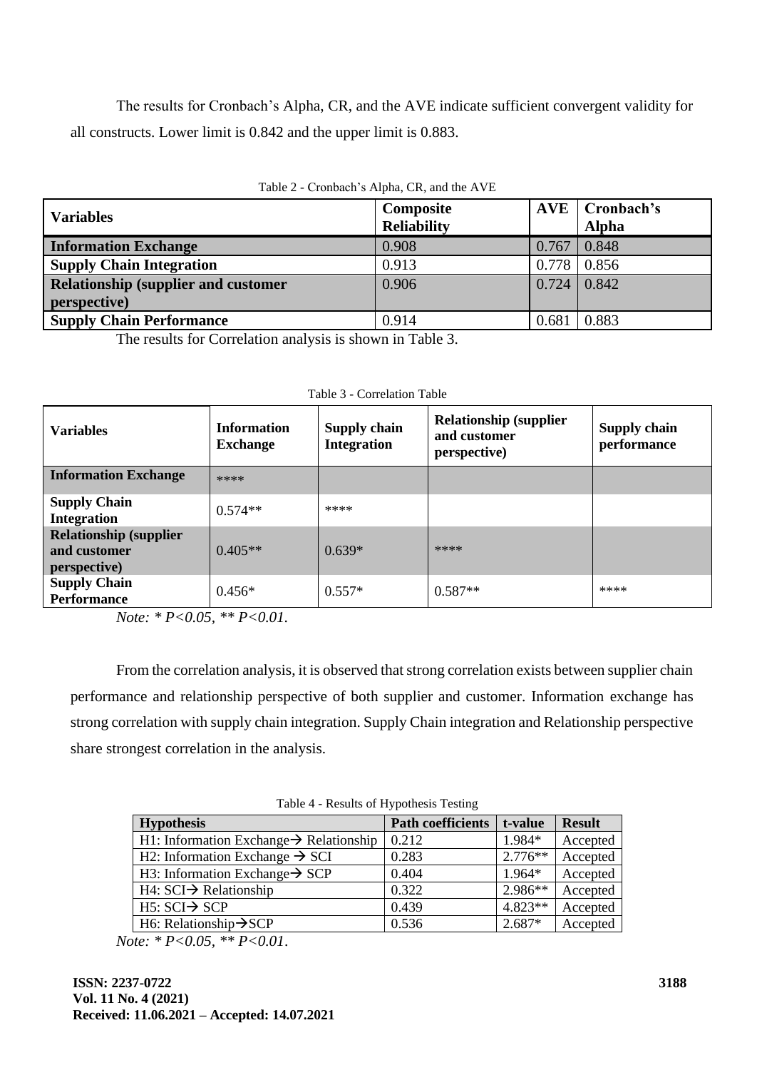The results for Cronbach's Alpha, CR, and the AVE indicate sufficient convergent validity for all constructs. Lower limit is 0.842 and the upper limit is 0.883.

Table 2 - Cronbach's Alpha, CR, and the AVE

| Variables | Composite Reliability | AVE | Cronbach's Alpha |
|---|---|---|---|
| **Information Exchange** | 0.908 | 0.767 | 0.848 |
| **Supply Chain Integration** | 0.913 | 0.778 | 0.856 |
| **Relationship (supplier and customer perspective)** | 0.906 | 0.724 | 0.842 |
| **Supply Chain Performance** | 0.914 | 0.681 | 0.883 |

The results for Correlation analysis is shown in Table 3.

Table 3 - Correlation Table

| Variables | Information Exchange | Supply chain Integration | Relationship (supplier and customer perspective) | Supply chain performance |
|---|---|---|---|---|
| **Information Exchange** | **** | | | |
| **Supply Chain Integration** | 0.574** | **** | | |
| **Relationship (supplier and customer perspective)** | 0.405** | 0.639* | **** | |
| **Supply Chain Performance** | 0.456* | 0.557* | 0.587** | **** |

*Note: * P<0.05, ** P<0.01.*

From the correlation analysis, it is observed that strong correlation exists between supplier chain performance and relationship perspective of both supplier and customer. Information exchange has strong correlation with supply chain integration. Supply Chain integration and Relationship perspective share strongest correlation in the analysis.

Table 4 - Results of Hypothesis Testing

| Hypothesis | Path coefficients | t-value | Result |
|---|---|---|---|
| H1: Information Exchange→ Relationship | 0.212 | 1.984* | Accepted |
| H2: Information Exchange → SCI | 0.283 | 2.776** | Accepted |
| H3: Information Exchange→ SCP | 0.404 | 1.964* | Accepted |
| H4: SCI→ Relationship | 0.322 | 2.986** | Accepted |
| H5: SCI→ SCP | 0.439 | 4.823** | Accepted |
| H6: Relationship→SCP | 0.536 | 2.687* | Accepted |

*Note: * P<0.05, ** P<0.01.*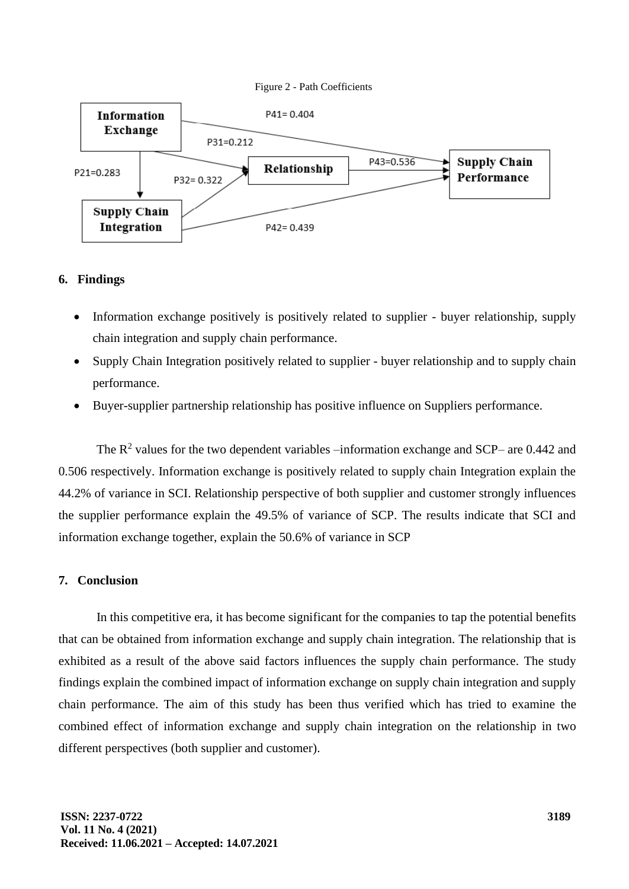Figure 2 - Path Coefficients

## 6. Findings

- Information exchange positively is positively related to supplier - buyer relationship, supply chain integration and supply chain performance.
- Supply Chain Integration positively related to supplier - buyer relationship and to supply chain performance.
- Buyer-supplier partnership relationship has positive influence on Suppliers performance.

The $R^2$ values for the two dependent variables –information exchange and SCP– are 0.442 and 0.506 respectively. Information exchange is positively related to supply chain Integration explain the 44.2% of variance in SCI. Relationship perspective of both supplier and customer strongly influences the supplier performance explain the 49.5% of variance of SCP. The results indicate that SCI and information exchange together, explain the 50.6% of variance in SCP

## 7. Conclusion

In this competitive era, it has become significant for the companies to tap the potential benefits that can be obtained from information exchange and supply chain integration. The relationship that is exhibited as a result of the above said factors influences the supply chain performance. The study findings explain the combined impact of information exchange on supply chain integration and supply chain performance. The aim of this study has been thus verified which has tried to examine the combined effect of information exchange and supply chain integration on the relationship in two different perspectives (both supplier and customer).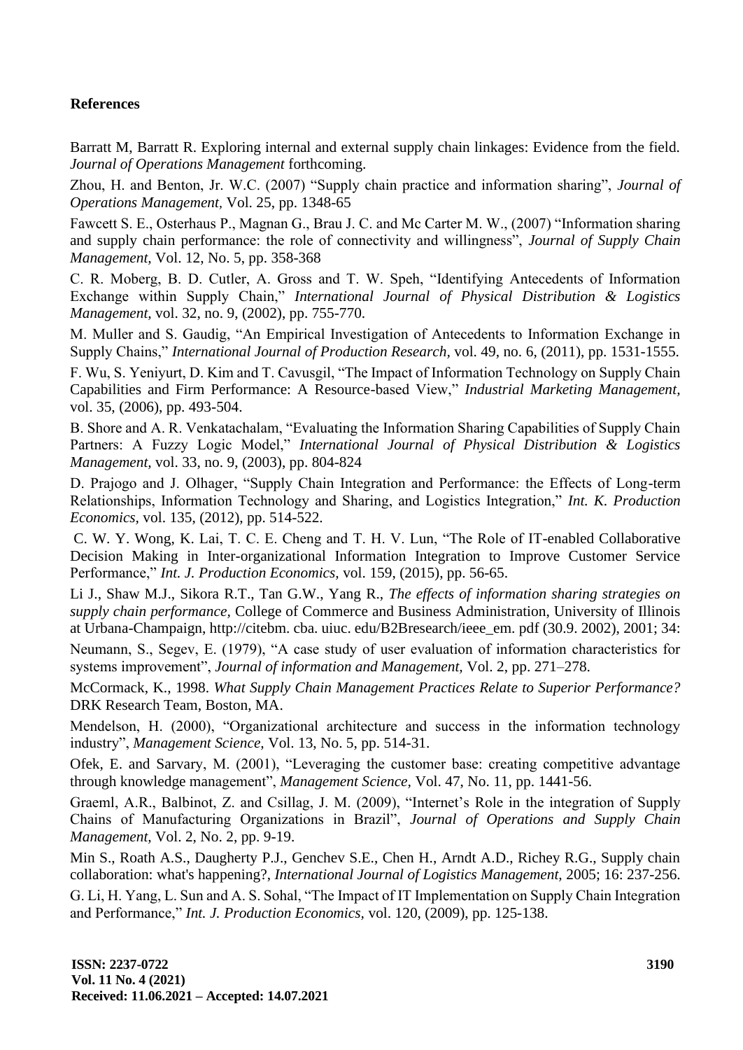**References**

Barratt M, Barratt R. Exploring internal and external supply chain linkages: Evidence from the field. *Journal of Operations Management* forthcoming.

Zhou, H. and Benton, Jr. W.C. (2007) "Supply chain practice and information sharing", *Journal of Operations Management,* Vol. 25, pp. 1348-65

Fawcett S. E., Osterhaus P., Magnan G., Brau J. C. and Mc Carter M. W., (2007) "Information sharing and supply chain performance: the role of connectivity and willingness", *Journal of Supply Chain Management,* Vol. 12, No. 5, pp. 358-368

C. R. Moberg, B. D. Cutler, A. Gross and T. W. Speh, "Identifying Antecedents of Information Exchange within Supply Chain," *International Journal of Physical Distribution & Logistics Management,* vol. 32, no. 9, (2002), pp. 755-770.

M. Muller and S. Gaudig, "An Empirical Investigation of Antecedents to Information Exchange in Supply Chains," *International Journal of Production Research,* vol. 49, no. 6, (2011), pp. 1531-1555.

F. Wu, S. Yeniyurt, D. Kim and T. Cavusgil, "The Impact of Information Technology on Supply Chain Capabilities and Firm Performance: A Resource-based View," *Industrial Marketing Management,* vol. 35, (2006), pp. 493-504.

B. Shore and A. R. Venkatachalam, "Evaluating the Information Sharing Capabilities of Supply Chain Partners: A Fuzzy Logic Model," *International Journal of Physical Distribution & Logistics Management,* vol. 33, no. 9, (2003), pp. 804-824

D. Prajogo and J. Olhager, "Supply Chain Integration and Performance: the Effects of Long-term Relationships, Information Technology and Sharing, and Logistics Integration," *Int. K. Production Economics,* vol. 135, (2012), pp. 514-522.

C. W. Y. Wong, K. Lai, T. C. E. Cheng and T. H. V. Lun, "The Role of IT-enabled Collaborative Decision Making in Inter-organizational Information Integration to Improve Customer Service Performance," *Int. J. Production Economics,* vol. 159, (2015), pp. 56-65.

Li J., Shaw M.J., Sikora R.T., Tan G.W., Yang R., *The effects of information sharing strategies on supply chain performance,* College of Commerce and Business Administration, University of Illinois at Urbana-Champaign, http://citebm. cba. uiuc. edu/B2Bresearch/ieee_em. pdf (30.9. 2002), 2001; 34:

Neumann, S., Segev, E. (1979), "A case study of user evaluation of information characteristics for systems improvement", *Journal of information and Management,* Vol. 2, pp. 271–278.

McCormack, K., 1998. *What Supply Chain Management Practices Relate to Superior Performance?* DRK Research Team, Boston, MA.

Mendelson, H. (2000), "Organizational architecture and success in the information technology industry", *Management Science,* Vol. 13, No. 5, pp. 514-31.

Ofek, E. and Sarvary, M. (2001), "Leveraging the customer base: creating competitive advantage through knowledge management", *Management Science,* Vol. 47, No. 11, pp. 1441-56.

Graeml, A.R., Balbinot, Z. and Csillag, J. M. (2009), "Internet's Role in the integration of Supply Chains of Manufacturing Organizations in Brazil", *Journal of Operations and Supply Chain Management,* Vol. 2, No. 2, pp. 9-19.

Min S., Roath A.S., Daugherty P.J., Genchev S.E., Chen H., Arndt A.D., Richey R.G., Supply chain collaboration: what's happening?, *International Journal of Logistics Management,* 2005; 16: 237-256.

G. Li, H. Yang, L. Sun and A. S. Sohal, "The Impact of IT Implementation on Supply Chain Integration and Performance," *Int. J. Production Economics,* vol. 120, (2009), pp. 125-138.